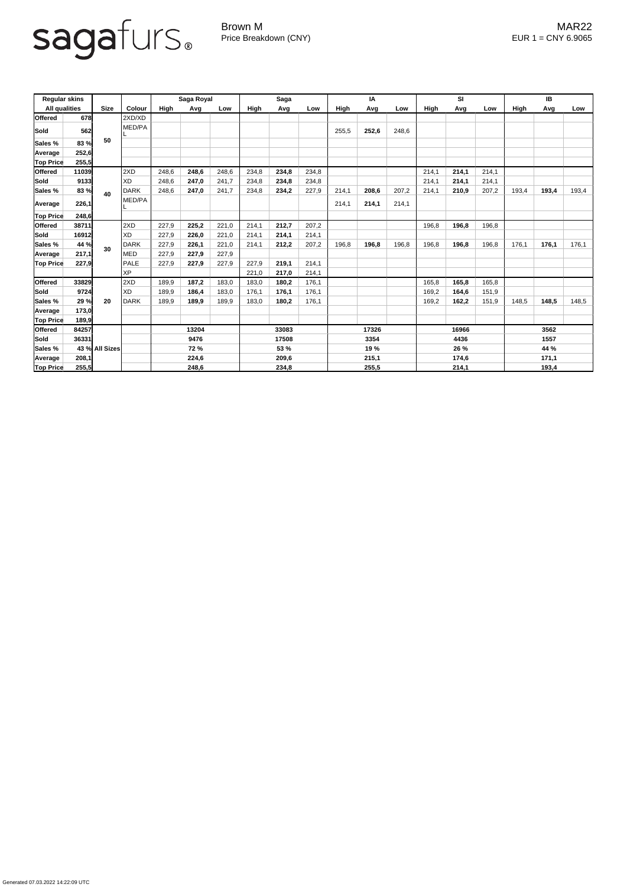sagafurs®

Brown M
Price Breakdown (CNY)

MAR22
EUR 1 = CNY 6.9065

| Regular skins | | | | Saga Royal | | | Saga | | | IA | | | SI | | | IB | | |
|---|---|---|---|---|---|---|---|---|---|---|---|---|---|---|---|---|---|---|
| All qualities | | Size | Colour | High | Avg | Low | High | Avg | Low | High | Avg | Low | High | Avg | Low | High | Avg | Low |
| Offered | 678 | 50 | 2XD/XD | | | | | | | | | | | | | | | |
| Sold | 562 | | MED/PAL | | | | | | | 255,5 | **252,6** | 248,6 | | | | | | |
| Sales % | 83 % | | | | | | | | | | | | | | | | | |
| Average | 252,6 | | | | | | | | | | | | | | | | | |
| Top Price | 255,5 | | | | | | | | | | | | | | | | | |
| Offered | 11039 | 40 | 2XD | 248,6 | **248,6** | 248,6 | 234,8 | **234,8** | 234,8 | | | | 214,1 | **214,1** | 214,1 | | | |
| Sold | 9133 | | XD | 248,6 | **247,0** | 241,7 | 234,8 | **234,8** | 234,8 | | | | 214,1 | **214,1** | 214,1 | | | |
| Sales % | 83 % | | DARK | 248,6 | **247,0** | 241,7 | 234,8 | **234,2** | 227,9 | 214,1 | **208,6** | 207,2 | 214,1 | **210,9** | 207,2 | 193,4 | **193,4** | 193,4 |
| Average | 226,1 | | MED/PAL | | | | | | | 214,1 | **214,1** | 214,1 | | | | | | |
| Top Price | 248,6 | | | | | | | | | | | | | | | | | |
| Offered | 38711 | 30 | 2XD | 227,9 | **225,2** | 221,0 | 214,1 | **212,7** | 207,2 | | | | 196,8 | **196,8** | 196,8 | | | |
| Sold | 16912 | | XD | 227,9 | **226,0** | 221,0 | 214,1 | **214,1** | 214,1 | | | | | | | | | |
| Sales % | 44 % | | DARK | 227,9 | **226,1** | 221,0 | 214,1 | **212,2** | 207,2 | 196,8 | **196,8** | 196,8 | 196,8 | **196,8** | 196,8 | 176,1 | **176,1** | 176,1 |
| Average | 217,1 | | MED | 227,9 | **227,9** | 227,9 | | | | | | | | | | | | |
| Top Price | 227,9 | | PALE | 227,9 | **227,9** | 227,9 | 227,9 | **219,1** | 214,1 | | | | | | | | | |
| | | | XP | | | | 221,0 | **217,0** | 214,1 | | | | | | | | | |
| Offered | 33829 | 20 | 2XD | 189,9 | **187,2** | 183,0 | 183,0 | **180,2** | 176,1 | | | | 165,8 | **165,8** | 165,8 | | | |
| Sold | 9724 | | XD | 189,9 | **186,4** | 183,0 | 176,1 | **176,1** | 176,1 | | | | 169,2 | **164,6** | 151,9 | | | |
| Sales % | 29 % | | DARK | 189,9 | **189,9** | 189,9 | 183,0 | **180,2** | 176,1 | | | | 169,2 | **162,2** | 151,9 | 148,5 | **148,5** | 148,5 |
| Average | 173,0 | | | | | | | | | | | | | | | | | |
| Top Price | 189,9 | | | | | | | | | | | | | | | | | |
| Offered | 84257 | All Sizes | | | **13204** | | | **33083** | | | **17326** | | | **16966** | | | **3562** | |
| Sold | 36331 | | | | **9476** | | | **17508** | | | **3354** | | | **4436** | | | **1557** | |
| Sales % | 43 % | | | | **72 %** | | | **53 %** | | | **19 %** | | | **26 %** | | | **44 %** | |
| Average | 208,1 | | | | **224,6** | | | **209,6** | | | **215,1** | | | **174,6** | | | **171,1** | |
| Top Price | 255,5 | | | | **248,6** | | | **234,8** | | | **255,5** | | | **214,1** | | | **193,4** | |

Generated 07.03.2022 14:22:09 UTC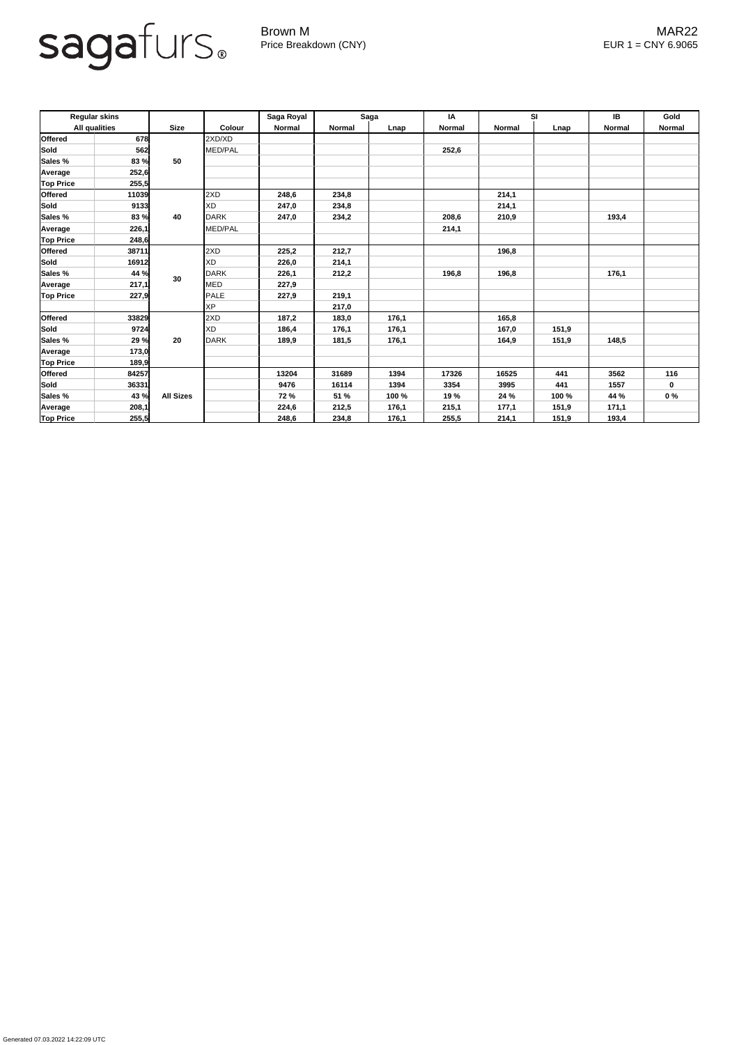sagafurs®

Brown M
Price Breakdown (CNY)

MAR22
EUR 1 = CNY 6.9065

| Regular skins | | | | Saga Royal | Saga | | IA | SI | | IB | Gold |
|---|---|---|---|---|---|---|---|---|---|---|---|
| All qualities | | Size | Colour | Normal | Normal | Lnap | Normal | Normal | Lnap | Normal | Normal |
| Offered | 678 | 50 | 2XD/XD | | | | | | | | |
| Sold | 562 | | MED/PAL | | | | 252,6 | | | | |
| Sales % | 83 % | | | | | | | | | | |
| Average | 252,6 | | | | | | | | | | |
| Top Price | 255,5 | | | | | | | | | | |
| Offered | 11039 | 40 | 2XD | 248,6 | 234,8 | | | 214,1 | | | |
| Sold | 9133 | | XD | 247,0 | 234,8 | | | 214,1 | | | |
| Sales % | 83 % | | DARK | 247,0 | 234,2 | | 208,6 | 210,9 | | 193,4 | |
| Average | 226,1 | | MED/PAL | | | | 214,1 | | | | |
| Top Price | 248,6 | | | | | | | | | | |
| Offered | 38711 | 30 | 2XD | 225,2 | 212,7 | | | 196,8 | | | |
| Sold | 16912 | | XD | 226,0 | 214,1 | | | | | | |
| Sales % | 44 % | | DARK | 226,1 | 212,2 | | 196,8 | 196,8 | | 176,1 | |
| Average | 217,1 | | MED | 227,9 | | | | | | | |
| Top Price | 227,9 | | PALE | 227,9 | 219,1 | | | | | | |
| | | | XP | | 217,0 | | | | | | |
| Offered | 33829 | 20 | 2XD | 187,2 | 183,0 | 176,1 | | 165,8 | | | |
| Sold | 9724 | | XD | 186,4 | 176,1 | 176,1 | | 167,0 | 151,9 | | |
| Sales % | 29 % | | DARK | 189,9 | 181,5 | 176,1 | | 164,9 | 151,9 | 148,5 | |
| Average | 173,0 | | | | | | | | | | |
| Top Price | 189,9 | | | | | | | | | | |
| Offered | 84257 | All Sizes | | 13204 | 31689 | 1394 | 17326 | 16525 | 441 | 3562 | 116 |
| Sold | 36331 | | | 9476 | 16114 | 1394 | 3354 | 3995 | 441 | 1557 | 0 |
| Sales % | 43 % | | | 72 % | 51 % | 100 % | 19 % | 24 % | 100 % | 44 % | 0 % |
| Average | 208,1 | | | 224,6 | 212,5 | 176,1 | 215,1 | 177,1 | 151,9 | 171,1 | |
| Top Price | 255,5 | | | 248,6 | 234,8 | 176,1 | 255,5 | 214,1 | 151,9 | 193,4 | |

Generated 07.03.2022 14:22:09 UTC